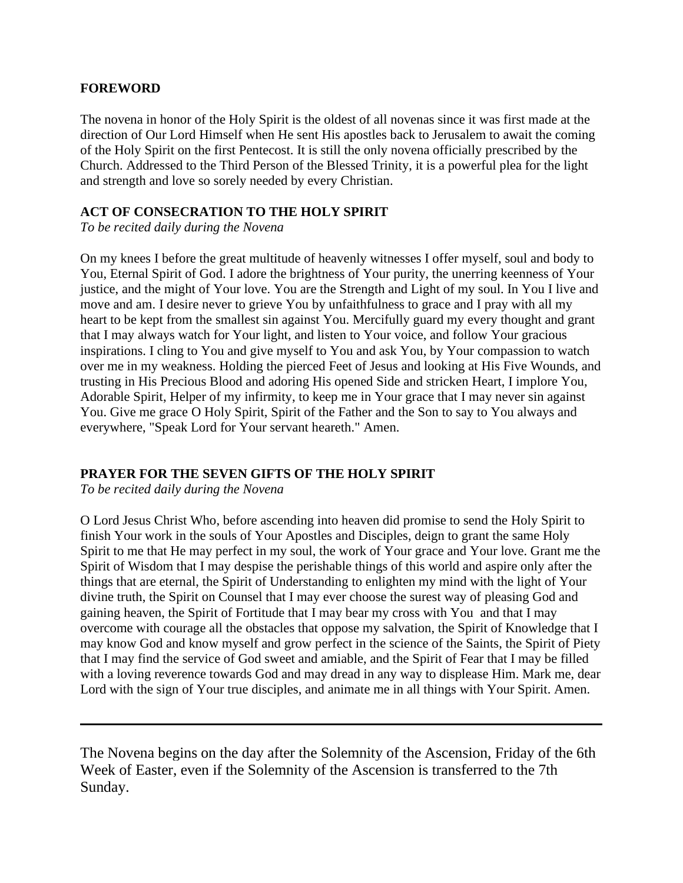**FOREWORD**

The novena in honor of the Holy Spirit is the oldest of all novenas since it was first made at the direction of Our Lord Himself when He sent His apostles back to Jerusalem to await the coming of the Holy Spirit on the first Pentecost. It is still the only novena officially prescribed by the Church. Addressed to the Third Person of the Blessed Trinity, it is a powerful plea for the light and strength and love so sorely needed by every Christian.

**ACT OF CONSECRATION TO THE HOLY SPIRIT**

*To be recited daily during the Novena*

On my knees I before the great multitude of heavenly witnesses I offer myself, soul and body to You, Eternal Spirit of God. I adore the brightness of Your purity, the unerring keenness of Your justice, and the might of Your love. You are the Strength and Light of my soul. In You I live and move and am. I desire never to grieve You by unfaithfulness to grace and I pray with all my heart to be kept from the smallest sin against You. Mercifully guard my every thought and grant that I may always watch for Your light, and listen to Your voice, and follow Your gracious inspirations. I cling to You and give myself to You and ask You, by Your compassion to watch over me in my weakness. Holding the pierced Feet of Jesus and looking at His Five Wounds, and trusting in His Precious Blood and adoring His opened Side and stricken Heart, I implore You, Adorable Spirit, Helper of my infirmity, to keep me in Your grace that I may never sin against You. Give me grace O Holy Spirit, Spirit of the Father and the Son to say to You always and everywhere, "Speak Lord for Your servant heareth." Amen.

**PRAYER FOR THE SEVEN GIFTS OF THE HOLY SPIRIT**

*To be recited daily during the Novena*

O Lord Jesus Christ Who, before ascending into heaven did promise to send the Holy Spirit to finish Your work in the souls of Your Apostles and Disciples, deign to grant the same Holy Spirit to me that He may perfect in my soul, the work of Your grace and Your love. Grant me the Spirit of Wisdom that I may despise the perishable things of this world and aspire only after the things that are eternal, the Spirit of Understanding to enlighten my mind with the light of Your divine truth, the Spirit on Counsel that I may ever choose the surest way of pleasing God and gaining heaven, the Spirit of Fortitude that I may bear my cross with You and that I may overcome with courage all the obstacles that oppose my salvation, the Spirit of Knowledge that I may know God and know myself and grow perfect in the science of the Saints, the Spirit of Piety that I may find the service of God sweet and amiable, and the Spirit of Fear that I may be filled with a loving reverence towards God and may dread in any way to displease Him. Mark me, dear Lord with the sign of Your true disciples, and animate me in all things with Your Spirit. Amen.

---

The Novena begins on the day after the Solemnity of the Ascension, Friday of the 6th Week of Easter, even if the Solemnity of the Ascension is transferred to the 7th Sunday.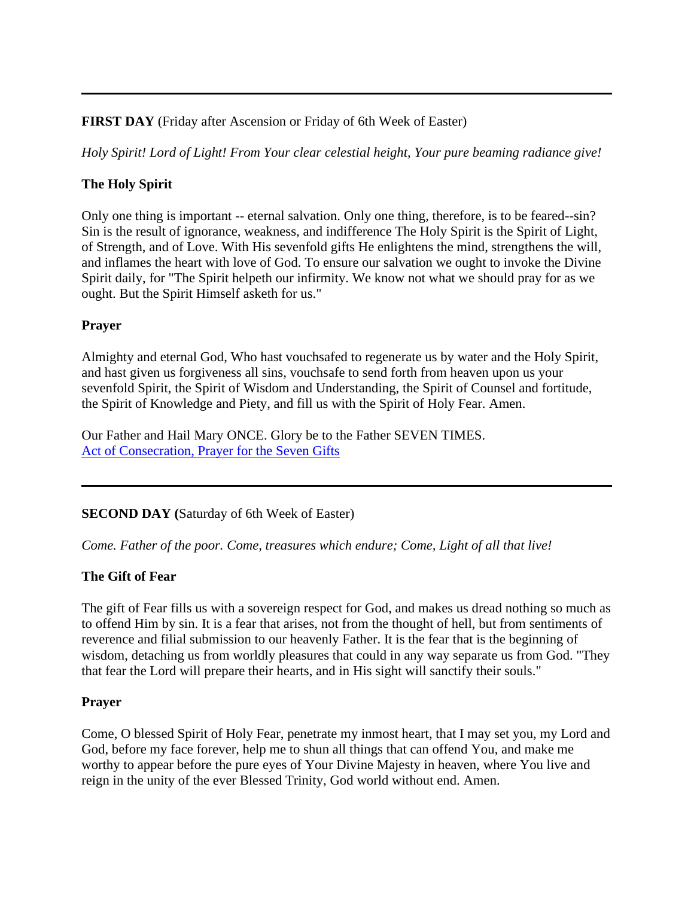---

**FIRST DAY** (Friday after Ascension or Friday of 6th Week of Easter)

*Holy Spirit! Lord of Light! From Your clear celestial height, Your pure beaming radiance give!*

**The Holy Spirit**

Only one thing is important -- eternal salvation. Only one thing, therefore, is to be feared--sin? Sin is the result of ignorance, weakness, and indifference The Holy Spirit is the Spirit of Light, of Strength, and of Love. With His sevenfold gifts He enlightens the mind, strengthens the will, and inflames the heart with love of God. To ensure our salvation we ought to invoke the Divine Spirit daily, for "The Spirit helpeth our infirmity. We know not what we should pray for as we ought. But the Spirit Himself asketh for us."

**Prayer**

Almighty and eternal God, Who hast vouchsafed to regenerate us by water and the Holy Spirit, and hast given us forgiveness all sins, vouchsafe to send forth from heaven upon us your sevenfold Spirit, the Spirit of Wisdom and Understanding, the Spirit of Counsel and fortitude, the Spirit of Knowledge and Piety, and fill us with the Spirit of Holy Fear. Amen.

Our Father and Hail Mary ONCE. Glory be to the Father SEVEN TIMES.
Act of Consecration, Prayer for the Seven Gifts

---

**SECOND DAY (**Saturday of 6th Week of Easter)

*Come. Father of the poor. Come, treasures which endure; Come, Light of all that live!*

**The Gift of Fear**

The gift of Fear fills us with a sovereign respect for God, and makes us dread nothing so much as to offend Him by sin. It is a fear that arises, not from the thought of hell, but from sentiments of reverence and filial submission to our heavenly Father. It is the fear that is the beginning of wisdom, detaching us from worldly pleasures that could in any way separate us from God. "They that fear the Lord will prepare their hearts, and in His sight will sanctify their souls."

**Prayer**

Come, O blessed Spirit of Holy Fear, penetrate my inmost heart, that I may set you, my Lord and God, before my face forever, help me to shun all things that can offend You, and make me worthy to appear before the pure eyes of Your Divine Majesty in heaven, where You live and reign in the unity of the ever Blessed Trinity, God world without end. Amen.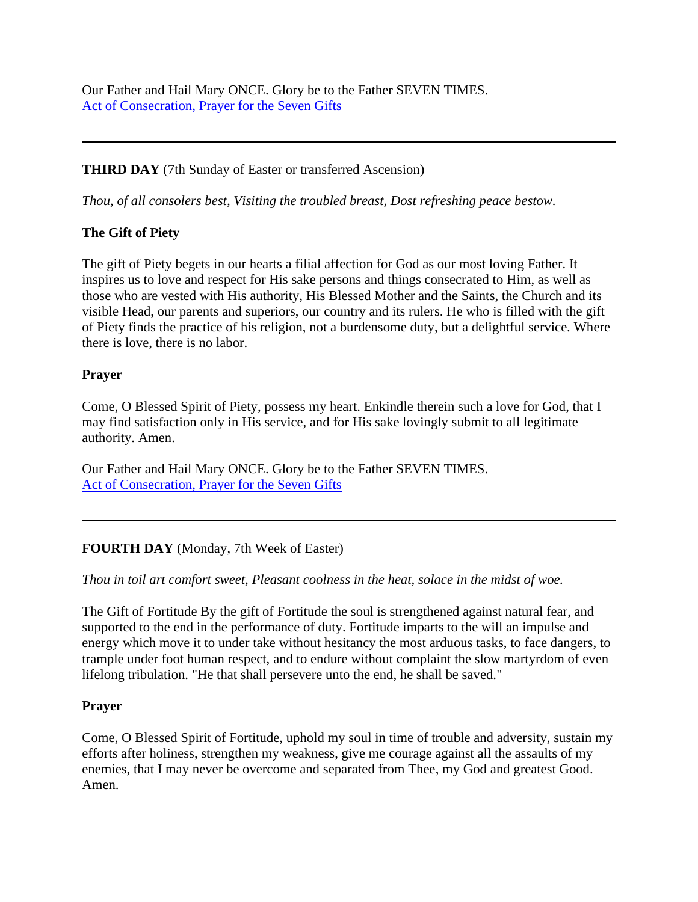Our Father and Hail Mary ONCE. Glory be to the Father SEVEN TIMES.
[Act of Consecration, Prayer for the Seven Gifts]

---

**THIRD DAY** (7th Sunday of Easter or transferred Ascension)

*Thou, of all consolers best, Visiting the troubled breast, Dost refreshing peace bestow.*

**The Gift of Piety**

The gift of Piety begets in our hearts a filial affection for God as our most loving Father. It inspires us to love and respect for His sake persons and things consecrated to Him, as well as those who are vested with His authority, His Blessed Mother and the Saints, the Church and its visible Head, our parents and superiors, our country and its rulers. He who is filled with the gift of Piety finds the practice of his religion, not a burdensome duty, but a delightful service. Where there is love, there is no labor.

**Prayer**

Come, O Blessed Spirit of Piety, possess my heart. Enkindle therein such a love for God, that I may find satisfaction only in His service, and for His sake lovingly submit to all legitimate authority. Amen.

Our Father and Hail Mary ONCE. Glory be to the Father SEVEN TIMES.
[Act of Consecration, Prayer for the Seven Gifts]

---

**FOURTH DAY** (Monday, 7th Week of Easter)

*Thou in toil art comfort sweet, Pleasant coolness in the heat, solace in the midst of woe.*

The Gift of Fortitude By the gift of Fortitude the soul is strengthened against natural fear, and supported to the end in the performance of duty. Fortitude imparts to the will an impulse and energy which move it to under take without hesitancy the most arduous tasks, to face dangers, to trample under foot human respect, and to endure without complaint the slow martyrdom of even lifelong tribulation. "He that shall persevere unto the end, he shall be saved."

**Prayer**

Come, O Blessed Spirit of Fortitude, uphold my soul in time of trouble and adversity, sustain my efforts after holiness, strengthen my weakness, give me courage against all the assaults of my enemies, that I may never be overcome and separated from Thee, my God and greatest Good. Amen.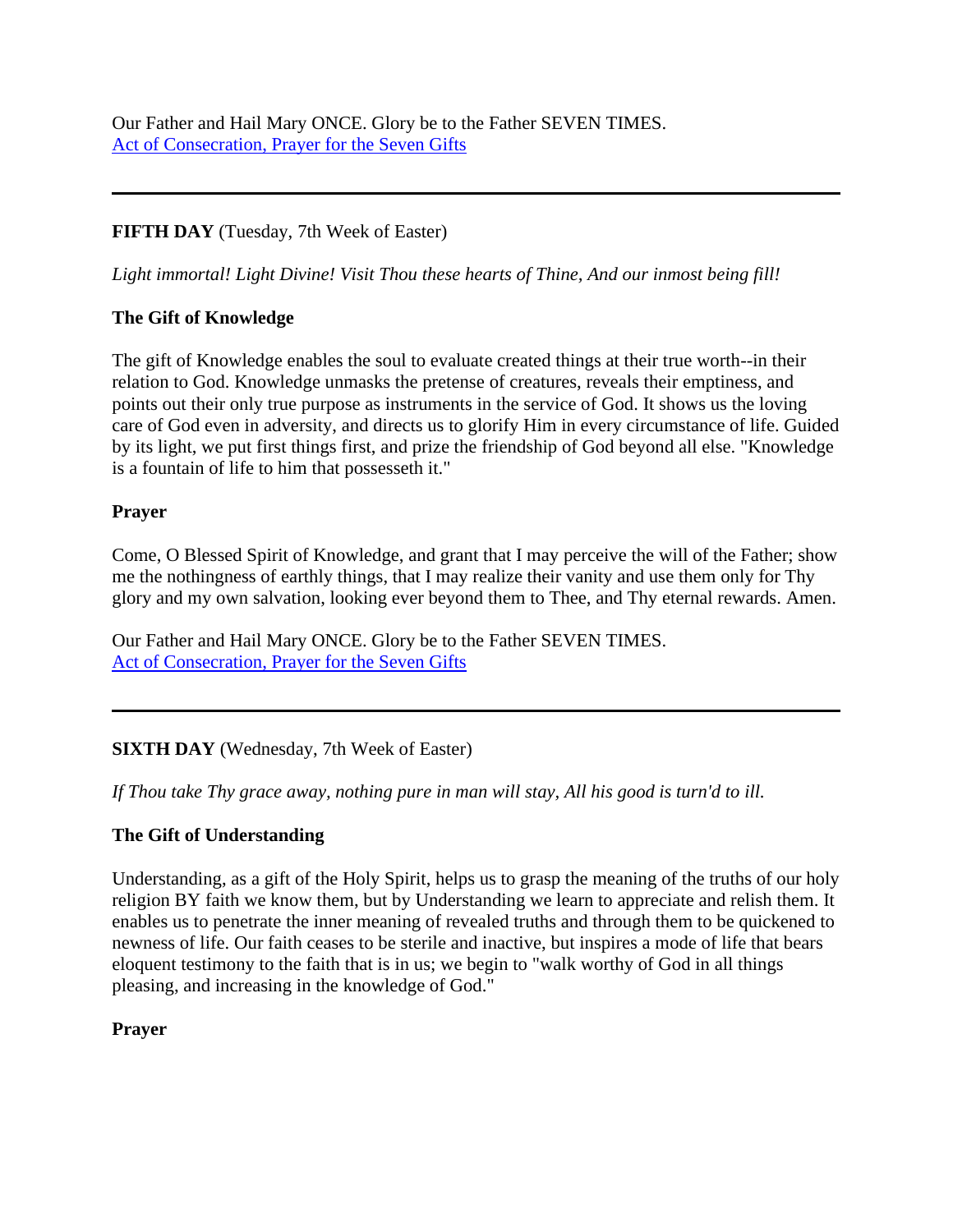Our Father and Hail Mary ONCE. Glory be to the Father SEVEN TIMES.
[Act of Consecration, Prayer for the Seven Gifts]

---

**FIFTH DAY** (Tuesday, 7th Week of Easter)

*Light immortal! Light Divine! Visit Thou these hearts of Thine, And our inmost being fill!*

**The Gift of Knowledge**

The gift of Knowledge enables the soul to evaluate created things at their true worth--in their relation to God. Knowledge unmasks the pretense of creatures, reveals their emptiness, and points out their only true purpose as instruments in the service of God. It shows us the loving care of God even in adversity, and directs us to glorify Him in every circumstance of life. Guided by its light, we put first things first, and prize the friendship of God beyond all else. "Knowledge is a fountain of life to him that possesseth it."

**Prayer**

Come, O Blessed Spirit of Knowledge, and grant that I may perceive the will of the Father; show me the nothingness of earthly things, that I may realize their vanity and use them only for Thy glory and my own salvation, looking ever beyond them to Thee, and Thy eternal rewards. Amen.

Our Father and Hail Mary ONCE. Glory be to the Father SEVEN TIMES.
[Act of Consecration, Prayer for the Seven Gifts]

---

**SIXTH DAY** (Wednesday, 7th Week of Easter)

*If Thou take Thy grace away, nothing pure in man will stay, All his good is turn'd to ill.*

**The Gift of Understanding**

Understanding, as a gift of the Holy Spirit, helps us to grasp the meaning of the truths of our holy religion BY faith we know them, but by Understanding we learn to appreciate and relish them. It enables us to penetrate the inner meaning of revealed truths and through them to be quickened to newness of life. Our faith ceases to be sterile and inactive, but inspires a mode of life that bears eloquent testimony to the faith that is in us; we begin to "walk worthy of God in all things pleasing, and increasing in the knowledge of God."

**Prayer**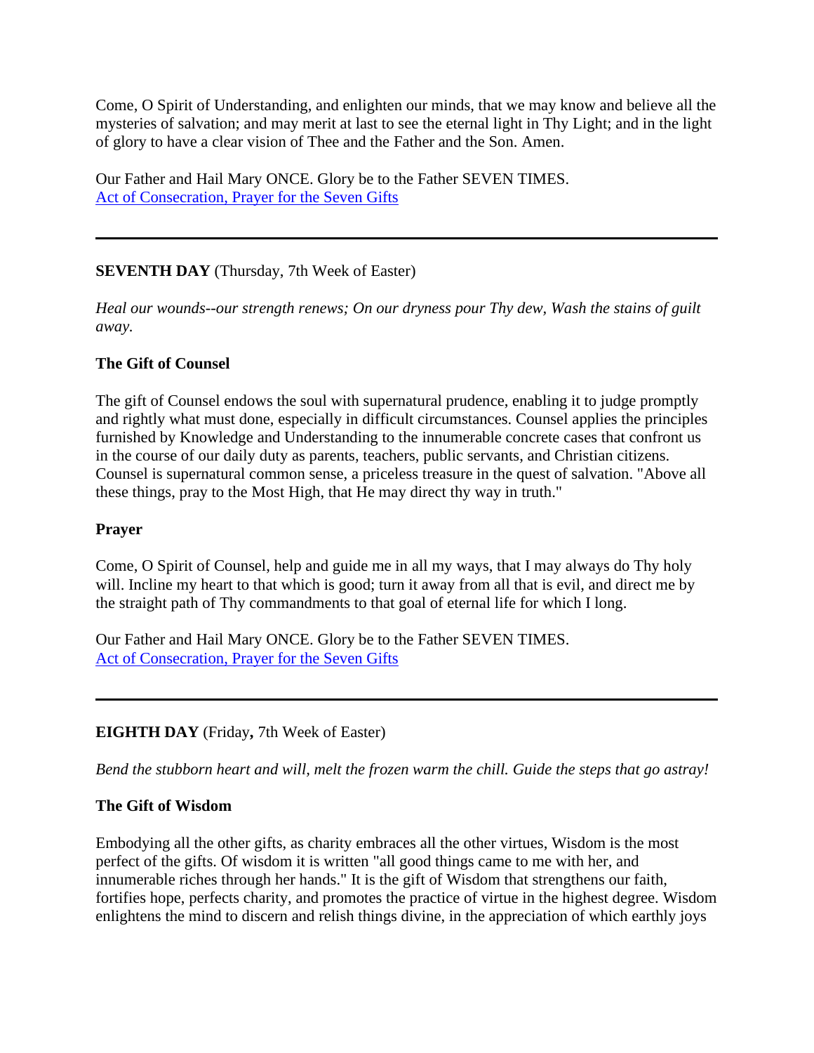Come, O Spirit of Understanding, and enlighten our minds, that we may know and believe all the mysteries of salvation; and may merit at last to see the eternal light in Thy Light; and in the light of glory to have a clear vision of Thee and the Father and the Son. Amen.

Our Father and Hail Mary ONCE. Glory be to the Father SEVEN TIMES.
[Act of Consecration, Prayer for the Seven Gifts]()

---

**SEVENTH DAY** (Thursday, 7th Week of Easter)

*Heal our wounds--our strength renews; On our dryness pour Thy dew, Wash the stains of guilt away.*

**The Gift of Counsel**

The gift of Counsel endows the soul with supernatural prudence, enabling it to judge promptly and rightly what must done, especially in difficult circumstances. Counsel applies the principles furnished by Knowledge and Understanding to the innumerable concrete cases that confront us in the course of our daily duty as parents, teachers, public servants, and Christian citizens. Counsel is supernatural common sense, a priceless treasure in the quest of salvation. "Above all these things, pray to the Most High, that He may direct thy way in truth."

**Prayer**

Come, O Spirit of Counsel, help and guide me in all my ways, that I may always do Thy holy will. Incline my heart to that which is good; turn it away from all that is evil, and direct me by the straight path of Thy commandments to that goal of eternal life for which I long.

Our Father and Hail Mary ONCE. Glory be to the Father SEVEN TIMES.
[Act of Consecration, Prayer for the Seven Gifts]()

---

**EIGHTH DAY** (Friday**,** 7th Week of Easter)

*Bend the stubborn heart and will, melt the frozen warm the chill. Guide the steps that go astray!*

**The Gift of Wisdom**

Embodying all the other gifts, as charity embraces all the other virtues, Wisdom is the most perfect of the gifts. Of wisdom it is written "all good things came to me with her, and innumerable riches through her hands." It is the gift of Wisdom that strengthens our faith, fortifies hope, perfects charity, and promotes the practice of virtue in the highest degree. Wisdom enlightens the mind to discern and relish things divine, in the appreciation of which earthly joys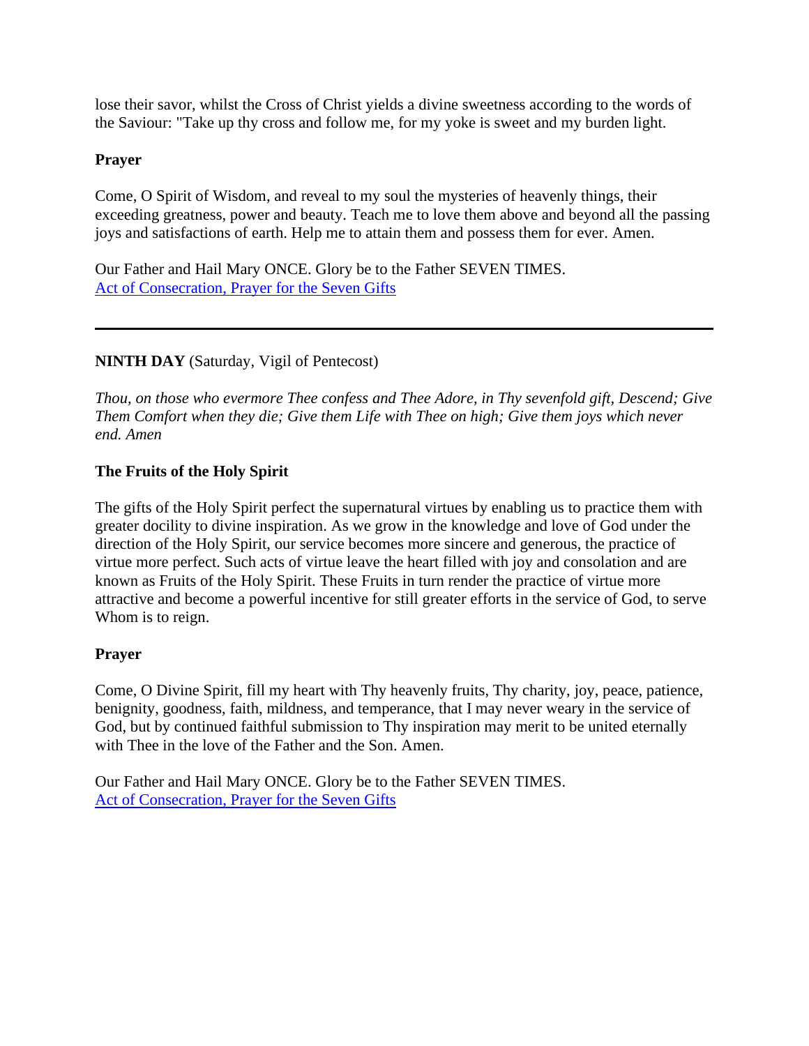lose their savor, whilst the Cross of Christ yields a divine sweetness according to the words of the Saviour: "Take up thy cross and follow me, for my yoke is sweet and my burden light.

**Prayer**

Come, O Spirit of Wisdom, and reveal to my soul the mysteries of heavenly things, their exceeding greatness, power and beauty. Teach me to love them above and beyond all the passing joys and satisfactions of earth. Help me to attain them and possess them for ever. Amen.

Our Father and Hail Mary ONCE. Glory be to the Father SEVEN TIMES.
Act of Consecration, Prayer for the Seven Gifts

---

**NINTH DAY** (Saturday, Vigil of Pentecost)

*Thou, on those who evermore Thee confess and Thee Adore, in Thy sevenfold gift, Descend; Give Them Comfort when they die; Give them Life with Thee on high; Give them joys which never end. Amen*

**The Fruits of the Holy Spirit**

The gifts of the Holy Spirit perfect the supernatural virtues by enabling us to practice them with greater docility to divine inspiration. As we grow in the knowledge and love of God under the direction of the Holy Spirit, our service becomes more sincere and generous, the practice of virtue more perfect. Such acts of virtue leave the heart filled with joy and consolation and are known as Fruits of the Holy Spirit. These Fruits in turn render the practice of virtue more attractive and become a powerful incentive for still greater efforts in the service of God, to serve Whom is to reign.

**Prayer**

Come, O Divine Spirit, fill my heart with Thy heavenly fruits, Thy charity, joy, peace, patience, benignity, goodness, faith, mildness, and temperance, that I may never weary in the service of God, but by continued faithful submission to Thy inspiration may merit to be united eternally with Thee in the love of the Father and the Son. Amen.

Our Father and Hail Mary ONCE. Glory be to the Father SEVEN TIMES.
Act of Consecration, Prayer for the Seven Gifts